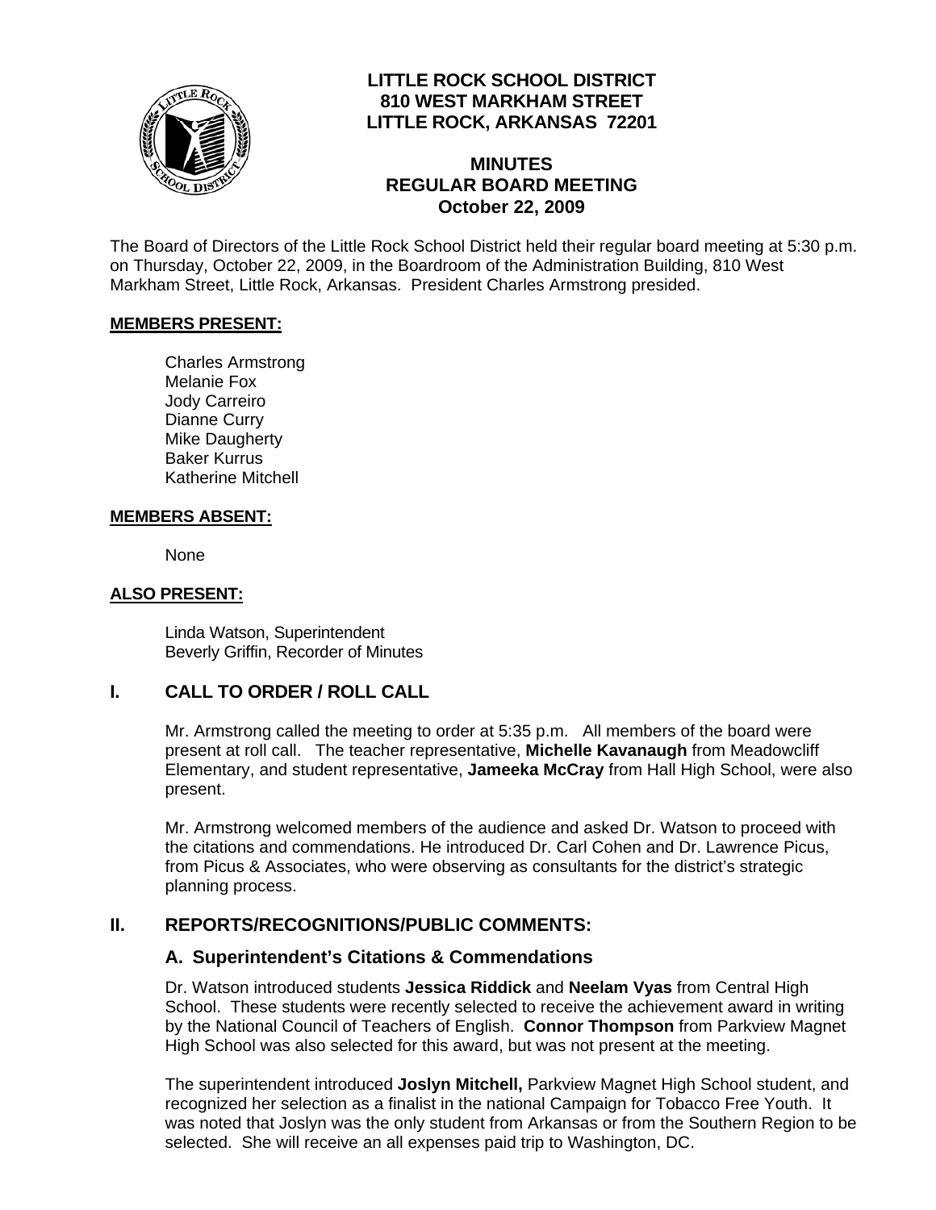# LITTLE ROCK SCHOOL DISTRICT
**810 WEST MARKHAM STREET**
**LITTLE ROCK, ARKANSAS 72201**

## MINUTES
## REGULAR BOARD MEETING
## October 22, 2009

The Board of Directors of the Little Rock School District held their regular board meeting at 5:30 p.m. on Thursday, October 22, 2009, in the Boardroom of the Administration Building, 810 West Markham Street, Little Rock, Arkansas. President Charles Armstrong presided.

**MEMBERS PRESENT:**

Charles Armstrong
Melanie Fox
Jody Carreiro
Dianne Curry
Mike Daugherty
Baker Kurrus
Katherine Mitchell

**MEMBERS ABSENT:**

None

**ALSO PRESENT:**

Linda Watson, Superintendent
Beverly Griffin, Recorder of Minutes

## I. CALL TO ORDER / ROLL CALL

Mr. Armstrong called the meeting to order at 5:35 p.m. All members of the board were present at roll call. The teacher representative, **Michelle Kavanaugh** from Meadowcliff Elementary, and student representative, **Jameeka McCray** from Hall High School, were also present.

Mr. Armstrong welcomed members of the audience and asked Dr. Watson to proceed with the citations and commendations. He introduced Dr. Carl Cohen and Dr. Lawrence Picus, from Picus & Associates, who were observing as consultants for the district's strategic planning process.

## II. REPORTS/RECOGNITIONS/PUBLIC COMMENTS:

### A. Superintendent's Citations & Commendations

Dr. Watson introduced students **Jessica Riddick** and **Neelam Vyas** from Central High School. These students were recently selected to receive the achievement award in writing by the National Council of Teachers of English. **Connor Thompson** from Parkview Magnet High School was also selected for this award, but was not present at the meeting.

The superintendent introduced **Joslyn Mitchell,** Parkview Magnet High School student, and recognized her selection as a finalist in the national Campaign for Tobacco Free Youth. It was noted that Joslyn was the only student from Arkansas or from the Southern Region to be selected. She will receive an all expenses paid trip to Washington, DC.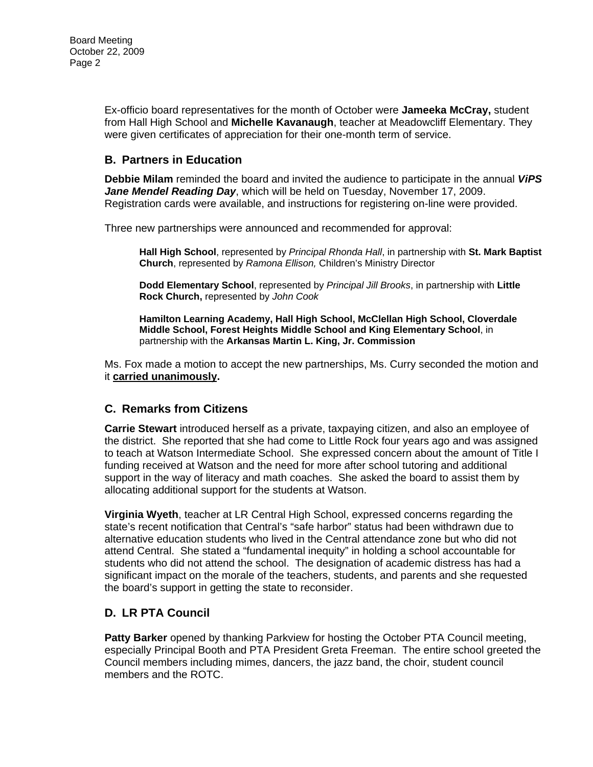Ex-officio board representatives for the month of October were **Jameeka McCray,** student from Hall High School and **Michelle Kavanaugh**, teacher at Meadowcliff Elementary. They were given certificates of appreciation for their one-month term of service.

## B. Partners in Education

**Debbie Milam** reminded the board and invited the audience to participate in the annual ***ViPS Jane Mendel Reading Day***, which will be held on Tuesday, November 17, 2009. Registration cards were available, and instructions for registering on-line were provided.

Three new partnerships were announced and recommended for approval:

> **Hall High School**, represented by *Principal Rhonda Hall*, in partnership with **St. Mark Baptist Church**, represented by *Ramona Ellison,* Children's Ministry Director
>
> **Dodd Elementary School**, represented by *Principal Jill Brooks*, in partnership with **Little Rock Church,** represented by *John Cook*
>
> **Hamilton Learning Academy, Hall High School, McClellan High School, Cloverdale Middle School, Forest Heights Middle School and King Elementary School**, in partnership with the **Arkansas Martin L. King, Jr. Commission**

Ms. Fox made a motion to accept the new partnerships, Ms. Curry seconded the motion and it **carried unanimously.**

## C. Remarks from Citizens

**Carrie Stewart** introduced herself as a private, taxpaying citizen, and also an employee of the district. She reported that she had come to Little Rock four years ago and was assigned to teach at Watson Intermediate School. She expressed concern about the amount of Title I funding received at Watson and the need for more after school tutoring and additional support in the way of literacy and math coaches. She asked the board to assist them by allocating additional support for the students at Watson.

**Virginia Wyeth**, teacher at LR Central High School, expressed concerns regarding the state's recent notification that Central's "safe harbor" status had been withdrawn due to alternative education students who lived in the Central attendance zone but who did not attend Central. She stated a "fundamental inequity" in holding a school accountable for students who did not attend the school. The designation of academic distress has had a significant impact on the morale of the teachers, students, and parents and she requested the board's support in getting the state to reconsider.

## D. LR PTA Council

**Patty Barker** opened by thanking Parkview for hosting the October PTA Council meeting, especially Principal Booth and PTA President Greta Freeman. The entire school greeted the Council members including mimes, dancers, the jazz band, the choir, student council members and the ROTC.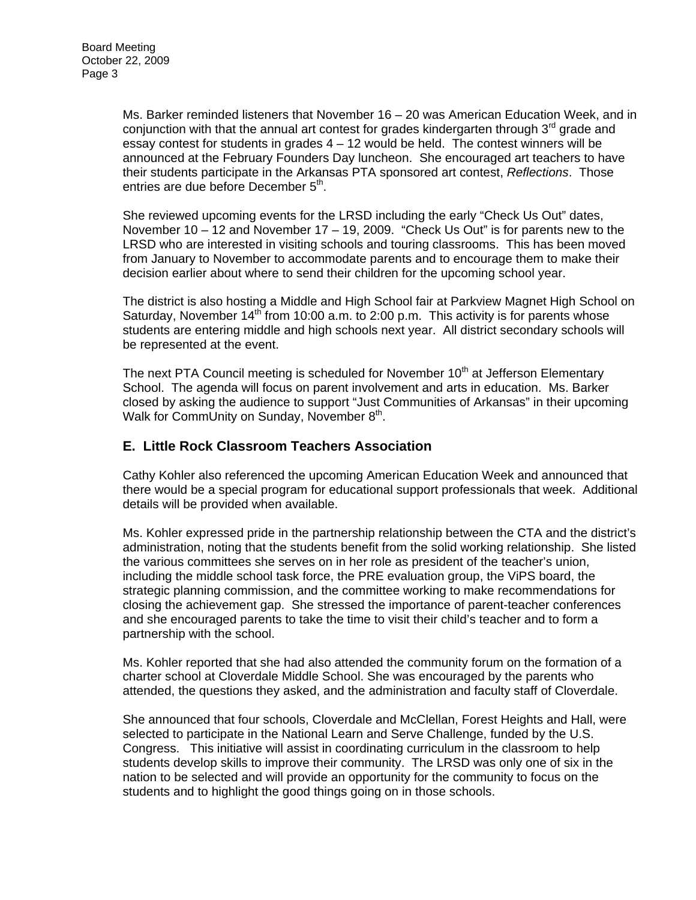Ms. Barker reminded listeners that November 16 – 20 was American Education Week, and in conjunction with that the annual art contest for grades kindergarten through 3rd grade and essay contest for students in grades 4 – 12 would be held. The contest winners will be announced at the February Founders Day luncheon. She encouraged art teachers to have their students participate in the Arkansas PTA sponsored art contest, *Reflections*. Those entries are due before December 5th.

She reviewed upcoming events for the LRSD including the early "Check Us Out" dates, November 10 – 12 and November 17 – 19, 2009. "Check Us Out" is for parents new to the LRSD who are interested in visiting schools and touring classrooms. This has been moved from January to November to accommodate parents and to encourage them to make their decision earlier about where to send their children for the upcoming school year.

The district is also hosting a Middle and High School fair at Parkview Magnet High School on Saturday, November 14th from 10:00 a.m. to 2:00 p.m. This activity is for parents whose students are entering middle and high schools next year. All district secondary schools will be represented at the event.

The next PTA Council meeting is scheduled for November 10th at Jefferson Elementary School. The agenda will focus on parent involvement and arts in education. Ms. Barker closed by asking the audience to support "Just Communities of Arkansas" in their upcoming Walk for CommUnity on Sunday, November 8th.

## E. Little Rock Classroom Teachers Association

Cathy Kohler also referenced the upcoming American Education Week and announced that there would be a special program for educational support professionals that week. Additional details will be provided when available.

Ms. Kohler expressed pride in the partnership relationship between the CTA and the district's administration, noting that the students benefit from the solid working relationship. She listed the various committees she serves on in her role as president of the teacher's union, including the middle school task force, the PRE evaluation group, the ViPS board, the strategic planning commission, and the committee working to make recommendations for closing the achievement gap. She stressed the importance of parent-teacher conferences and she encouraged parents to take the time to visit their child's teacher and to form a partnership with the school.

Ms. Kohler reported that she had also attended the community forum on the formation of a charter school at Cloverdale Middle School. She was encouraged by the parents who attended, the questions they asked, and the administration and faculty staff of Cloverdale.

She announced that four schools, Cloverdale and McClellan, Forest Heights and Hall, were selected to participate in the National Learn and Serve Challenge, funded by the U.S. Congress. This initiative will assist in coordinating curriculum in the classroom to help students develop skills to improve their community. The LRSD was only one of six in the nation to be selected and will provide an opportunity for the community to focus on the students and to highlight the good things going on in those schools.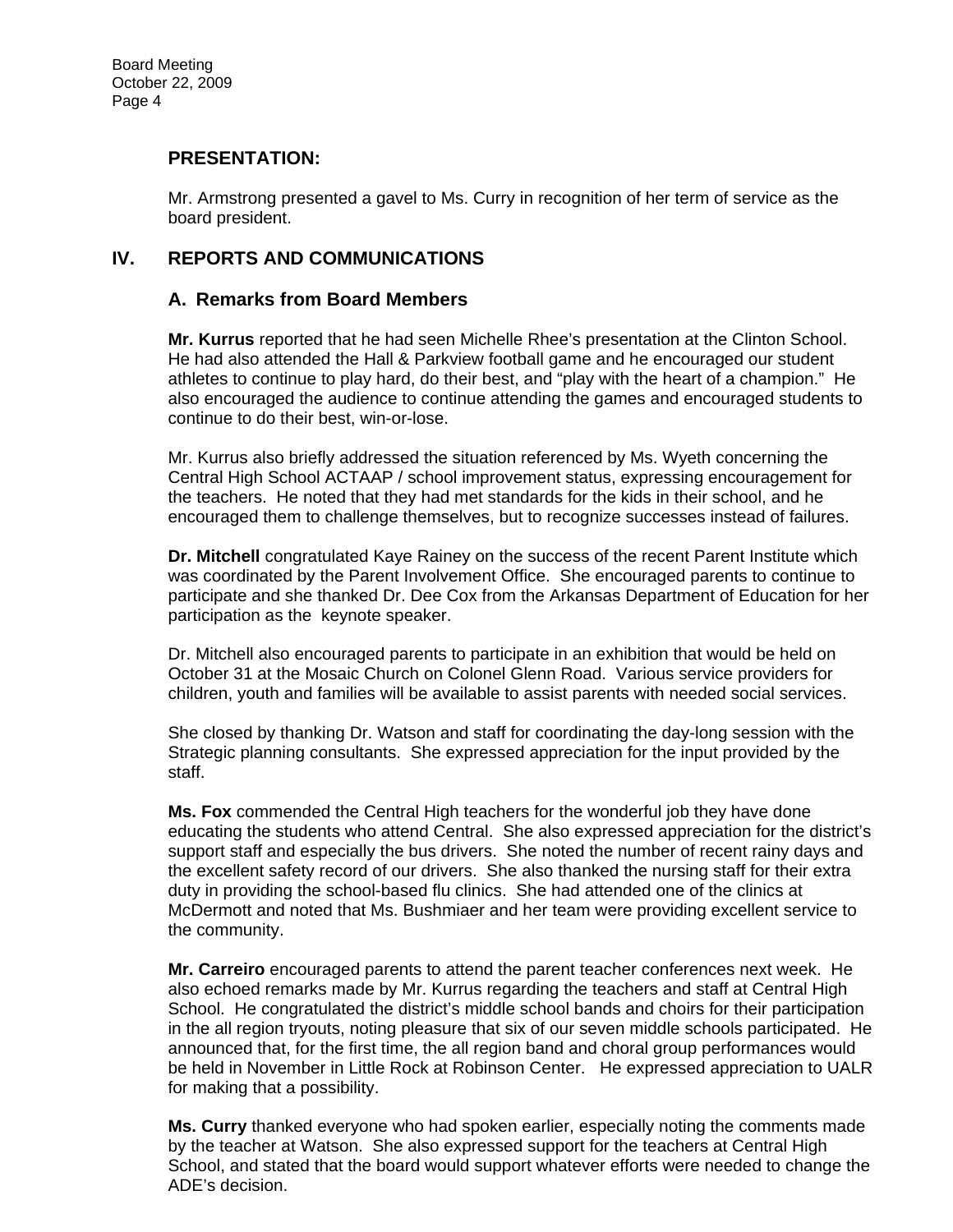## PRESENTATION:

Mr. Armstrong presented a gavel to Ms. Curry in recognition of her term of service as the board president.

## IV. REPORTS AND COMMUNICATIONS

### A. Remarks from Board Members

**Mr. Kurrus** reported that he had seen Michelle Rhee's presentation at the Clinton School. He had also attended the Hall & Parkview football game and he encouraged our student athletes to continue to play hard, do their best, and "play with the heart of a champion." He also encouraged the audience to continue attending the games and encouraged students to continue to do their best, win-or-lose.

Mr. Kurrus also briefly addressed the situation referenced by Ms. Wyeth concerning the Central High School ACTAAP / school improvement status, expressing encouragement for the teachers. He noted that they had met standards for the kids in their school, and he encouraged them to challenge themselves, but to recognize successes instead of failures.

**Dr. Mitchell** congratulated Kaye Rainey on the success of the recent Parent Institute which was coordinated by the Parent Involvement Office. She encouraged parents to continue to participate and she thanked Dr. Dee Cox from the Arkansas Department of Education for her participation as the keynote speaker.

Dr. Mitchell also encouraged parents to participate in an exhibition that would be held on October 31 at the Mosaic Church on Colonel Glenn Road. Various service providers for children, youth and families will be available to assist parents with needed social services.

She closed by thanking Dr. Watson and staff for coordinating the day-long session with the Strategic planning consultants. She expressed appreciation for the input provided by the staff.

**Ms. Fox** commended the Central High teachers for the wonderful job they have done educating the students who attend Central. She also expressed appreciation for the district's support staff and especially the bus drivers. She noted the number of recent rainy days and the excellent safety record of our drivers. She also thanked the nursing staff for their extra duty in providing the school-based flu clinics. She had attended one of the clinics at McDermott and noted that Ms. Bushmiaer and her team were providing excellent service to the community.

**Mr. Carreiro** encouraged parents to attend the parent teacher conferences next week. He also echoed remarks made by Mr. Kurrus regarding the teachers and staff at Central High School. He congratulated the district's middle school bands and choirs for their participation in the all region tryouts, noting pleasure that six of our seven middle schools participated. He announced that, for the first time, the all region band and choral group performances would be held in November in Little Rock at Robinson Center. He expressed appreciation to UALR for making that a possibility.

**Ms. Curry** thanked everyone who had spoken earlier, especially noting the comments made by the teacher at Watson. She also expressed support for the teachers at Central High School, and stated that the board would support whatever efforts were needed to change the ADE's decision.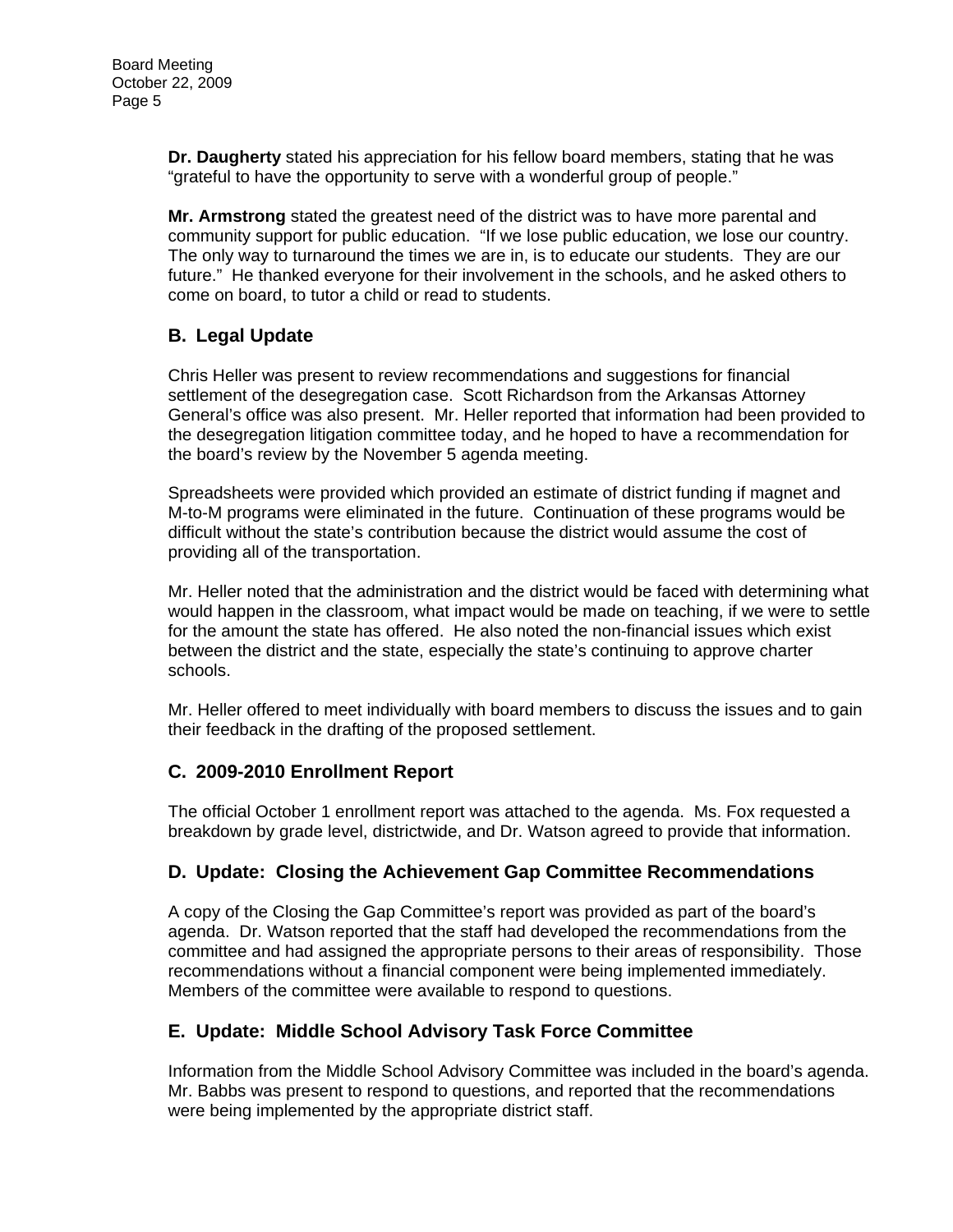**Dr. Daugherty** stated his appreciation for his fellow board members, stating that he was "grateful to have the opportunity to serve with a wonderful group of people."

**Mr. Armstrong** stated the greatest need of the district was to have more parental and community support for public education. "If we lose public education, we lose our country. The only way to turnaround the times we are in, is to educate our students. They are our future." He thanked everyone for their involvement in the schools, and he asked others to come on board, to tutor a child or read to students.

## B. Legal Update

Chris Heller was present to review recommendations and suggestions for financial settlement of the desegregation case. Scott Richardson from the Arkansas Attorney General's office was also present. Mr. Heller reported that information had been provided to the desegregation litigation committee today, and he hoped to have a recommendation for the board's review by the November 5 agenda meeting.

Spreadsheets were provided which provided an estimate of district funding if magnet and M-to-M programs were eliminated in the future. Continuation of these programs would be difficult without the state's contribution because the district would assume the cost of providing all of the transportation.

Mr. Heller noted that the administration and the district would be faced with determining what would happen in the classroom, what impact would be made on teaching, if we were to settle for the amount the state has offered. He also noted the non-financial issues which exist between the district and the state, especially the state's continuing to approve charter schools.

Mr. Heller offered to meet individually with board members to discuss the issues and to gain their feedback in the drafting of the proposed settlement.

## C. 2009-2010 Enrollment Report

The official October 1 enrollment report was attached to the agenda. Ms. Fox requested a breakdown by grade level, districtwide, and Dr. Watson agreed to provide that information.

## D. Update: Closing the Achievement Gap Committee Recommendations

A copy of the Closing the Gap Committee's report was provided as part of the board's agenda. Dr. Watson reported that the staff had developed the recommendations from the committee and had assigned the appropriate persons to their areas of responsibility. Those recommendations without a financial component were being implemented immediately. Members of the committee were available to respond to questions.

## E. Update: Middle School Advisory Task Force Committee

Information from the Middle School Advisory Committee was included in the board's agenda. Mr. Babbs was present to respond to questions, and reported that the recommendations were being implemented by the appropriate district staff.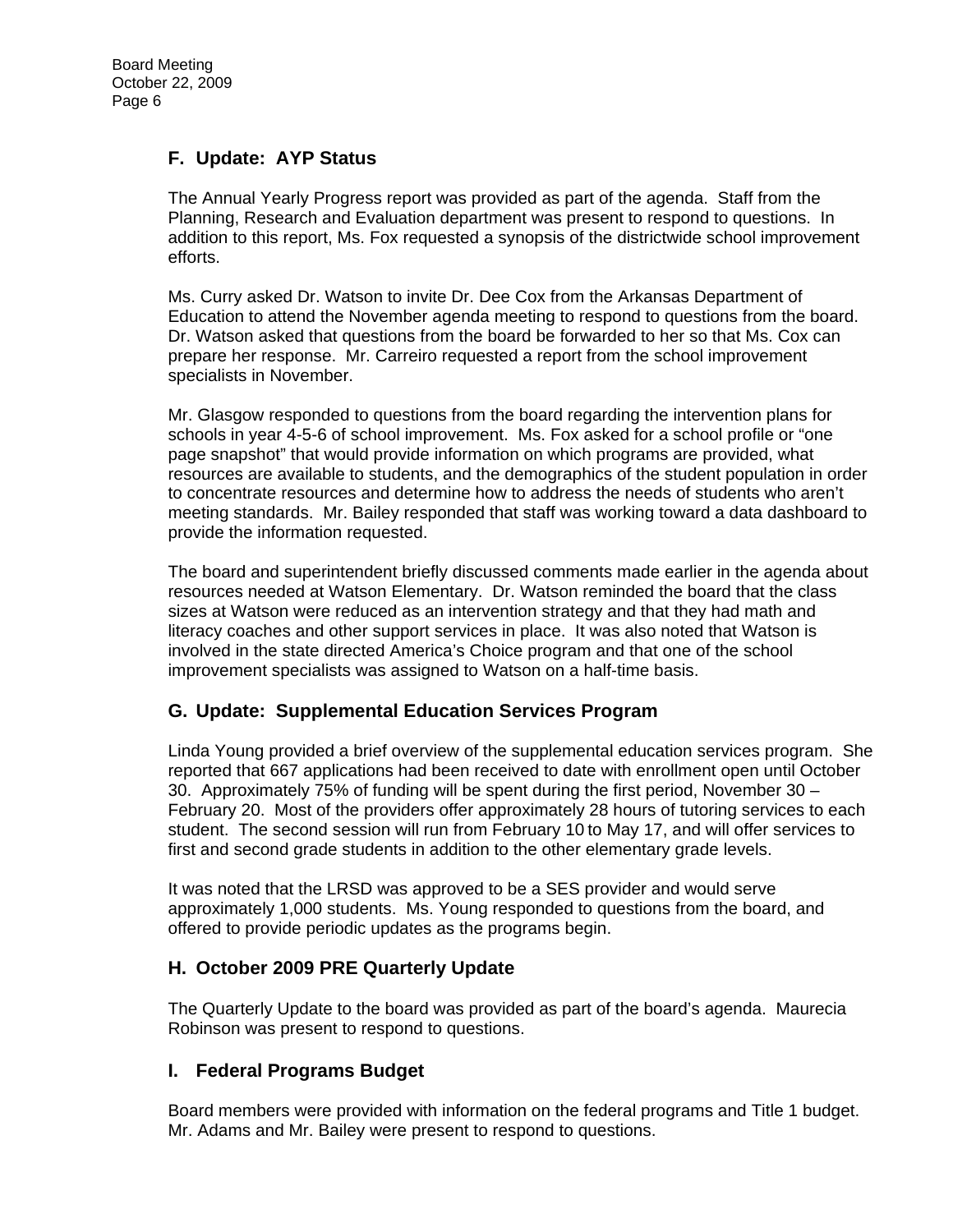## F. Update: AYP Status

The Annual Yearly Progress report was provided as part of the agenda. Staff from the Planning, Research and Evaluation department was present to respond to questions. In addition to this report, Ms. Fox requested a synopsis of the districtwide school improvement efforts.

Ms. Curry asked Dr. Watson to invite Dr. Dee Cox from the Arkansas Department of Education to attend the November agenda meeting to respond to questions from the board. Dr. Watson asked that questions from the board be forwarded to her so that Ms. Cox can prepare her response. Mr. Carreiro requested a report from the school improvement specialists in November.

Mr. Glasgow responded to questions from the board regarding the intervention plans for schools in year 4-5-6 of school improvement. Ms. Fox asked for a school profile or "one page snapshot" that would provide information on which programs are provided, what resources are available to students, and the demographics of the student population in order to concentrate resources and determine how to address the needs of students who aren't meeting standards. Mr. Bailey responded that staff was working toward a data dashboard to provide the information requested.

The board and superintendent briefly discussed comments made earlier in the agenda about resources needed at Watson Elementary. Dr. Watson reminded the board that the class sizes at Watson were reduced as an intervention strategy and that they had math and literacy coaches and other support services in place. It was also noted that Watson is involved in the state directed America's Choice program and that one of the school improvement specialists was assigned to Watson on a half-time basis.

## G. Update: Supplemental Education Services Program

Linda Young provided a brief overview of the supplemental education services program. She reported that 667 applications had been received to date with enrollment open until October 30. Approximately 75% of funding will be spent during the first period, November 30 – February 20. Most of the providers offer approximately 28 hours of tutoring services to each student. The second session will run from February 10 to May 17, and will offer services to first and second grade students in addition to the other elementary grade levels.

It was noted that the LRSD was approved to be a SES provider and would serve approximately 1,000 students. Ms. Young responded to questions from the board, and offered to provide periodic updates as the programs begin.

## H. October 2009 PRE Quarterly Update

The Quarterly Update to the board was provided as part of the board's agenda. Maurecia Robinson was present to respond to questions.

## I. Federal Programs Budget

Board members were provided with information on the federal programs and Title 1 budget. Mr. Adams and Mr. Bailey were present to respond to questions.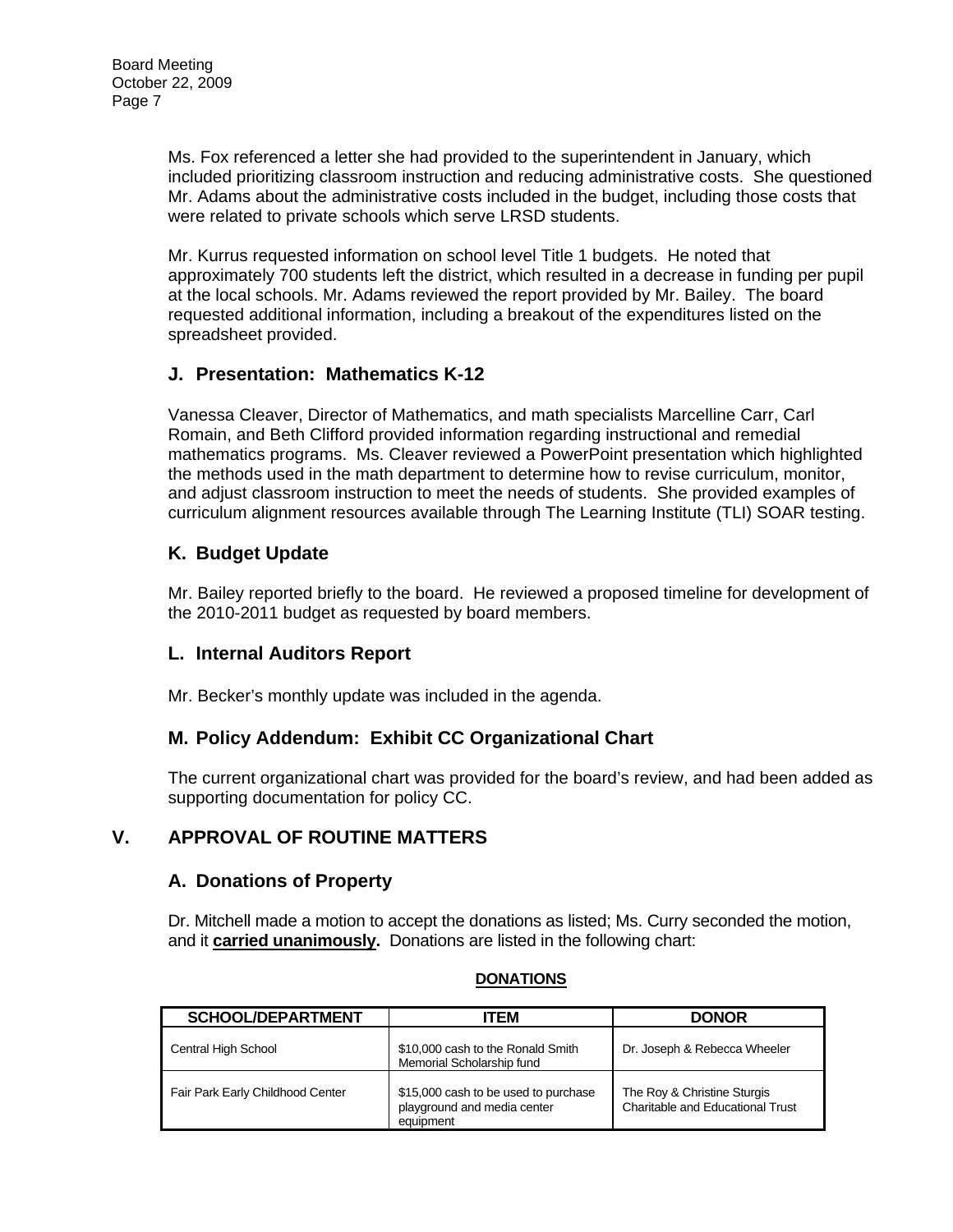Ms. Fox referenced a letter she had provided to the superintendent in January, which included prioritizing classroom instruction and reducing administrative costs. She questioned Mr. Adams about the administrative costs included in the budget, including those costs that were related to private schools which serve LRSD students.

Mr. Kurrus requested information on school level Title 1 budgets. He noted that approximately 700 students left the district, which resulted in a decrease in funding per pupil at the local schools. Mr. Adams reviewed the report provided by Mr. Bailey. The board requested additional information, including a breakout of the expenditures listed on the spreadsheet provided.

### J. Presentation: Mathematics K-12

Vanessa Cleaver, Director of Mathematics, and math specialists Marcelline Carr, Carl Romain, and Beth Clifford provided information regarding instructional and remedial mathematics programs. Ms. Cleaver reviewed a PowerPoint presentation which highlighted the methods used in the math department to determine how to revise curriculum, monitor, and adjust classroom instruction to meet the needs of students. She provided examples of curriculum alignment resources available through The Learning Institute (TLI) SOAR testing.

### K. Budget Update

Mr. Bailey reported briefly to the board. He reviewed a proposed timeline for development of the 2010-2011 budget as requested by board members.

### L. Internal Auditors Report

Mr. Becker's monthly update was included in the agenda.

### M. Policy Addendum: Exhibit CC Organizational Chart

The current organizational chart was provided for the board's review, and had been added as supporting documentation for policy CC.

## V. APPROVAL OF ROUTINE MATTERS

### A. Donations of Property

Dr. Mitchell made a motion to accept the donations as listed; Ms. Curry seconded the motion, and it **carried unanimously.** Donations are listed in the following chart:

**DONATIONS**

| SCHOOL/DEPARTMENT | ITEM | DONOR |
|---|---|---|
| Central High School | $10,000 cash to the Ronald Smith Memorial Scholarship fund | Dr. Joseph & Rebecca Wheeler |
| Fair Park Early Childhood Center | $15,000 cash to be used to purchase playground and media center equipment | The Roy & Christine Sturgis Charitable and Educational Trust |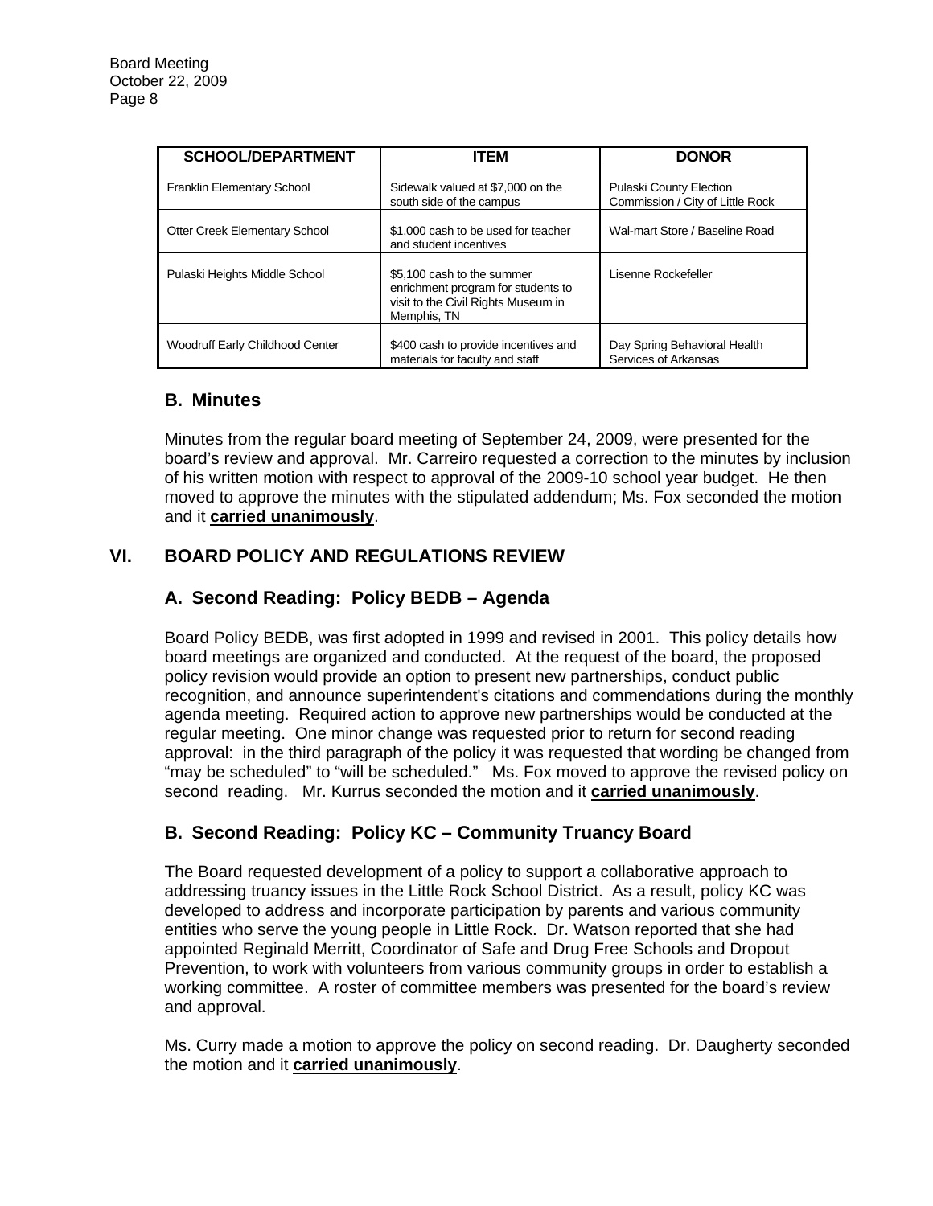| SCHOOL/DEPARTMENT | ITEM | DONOR |
| --- | --- | --- |
| Franklin Elementary School | Sidewalk valued at $7,000 on the south side of the campus | Pulaski County Election Commission / City of Little Rock |
| Otter Creek Elementary School | $1,000 cash to be used for teacher and student incentives | Wal-mart Store / Baseline Road |
| Pulaski Heights Middle School | $5,100 cash to the summer enrichment program for students to visit to the Civil Rights Museum in Memphis, TN | Lisenne Rockefeller |
| Woodruff Early Childhood Center | $400 cash to provide incentives and materials for faculty and staff | Day Spring Behavioral Health Services of Arkansas |

### B. Minutes

Minutes from the regular board meeting of September 24, 2009, were presented for the board's review and approval. Mr. Carreiro requested a correction to the minutes by inclusion of his written motion with respect to approval of the 2009-10 school year budget. He then moved to approve the minutes with the stipulated addendum; Ms. Fox seconded the motion and it **carried unanimously**.

## VI. BOARD POLICY AND REGULATIONS REVIEW

### A. Second Reading: Policy BEDB – Agenda

Board Policy BEDB, was first adopted in 1999 and revised in 2001. This policy details how board meetings are organized and conducted. At the request of the board, the proposed policy revision would provide an option to present new partnerships, conduct public recognition, and announce superintendent's citations and commendations during the monthly agenda meeting. Required action to approve new partnerships would be conducted at the regular meeting. One minor change was requested prior to return for second reading approval: in the third paragraph of the policy it was requested that wording be changed from "may be scheduled" to "will be scheduled." Ms. Fox moved to approve the revised policy on second reading. Mr. Kurrus seconded the motion and it **carried unanimously**.

### B. Second Reading: Policy KC – Community Truancy Board

The Board requested development of a policy to support a collaborative approach to addressing truancy issues in the Little Rock School District. As a result, policy KC was developed to address and incorporate participation by parents and various community entities who serve the young people in Little Rock. Dr. Watson reported that she had appointed Reginald Merritt, Coordinator of Safe and Drug Free Schools and Dropout Prevention, to work with volunteers from various community groups in order to establish a working committee. A roster of committee members was presented for the board's review and approval.

Ms. Curry made a motion to approve the policy on second reading. Dr. Daugherty seconded the motion and it **carried unanimously**.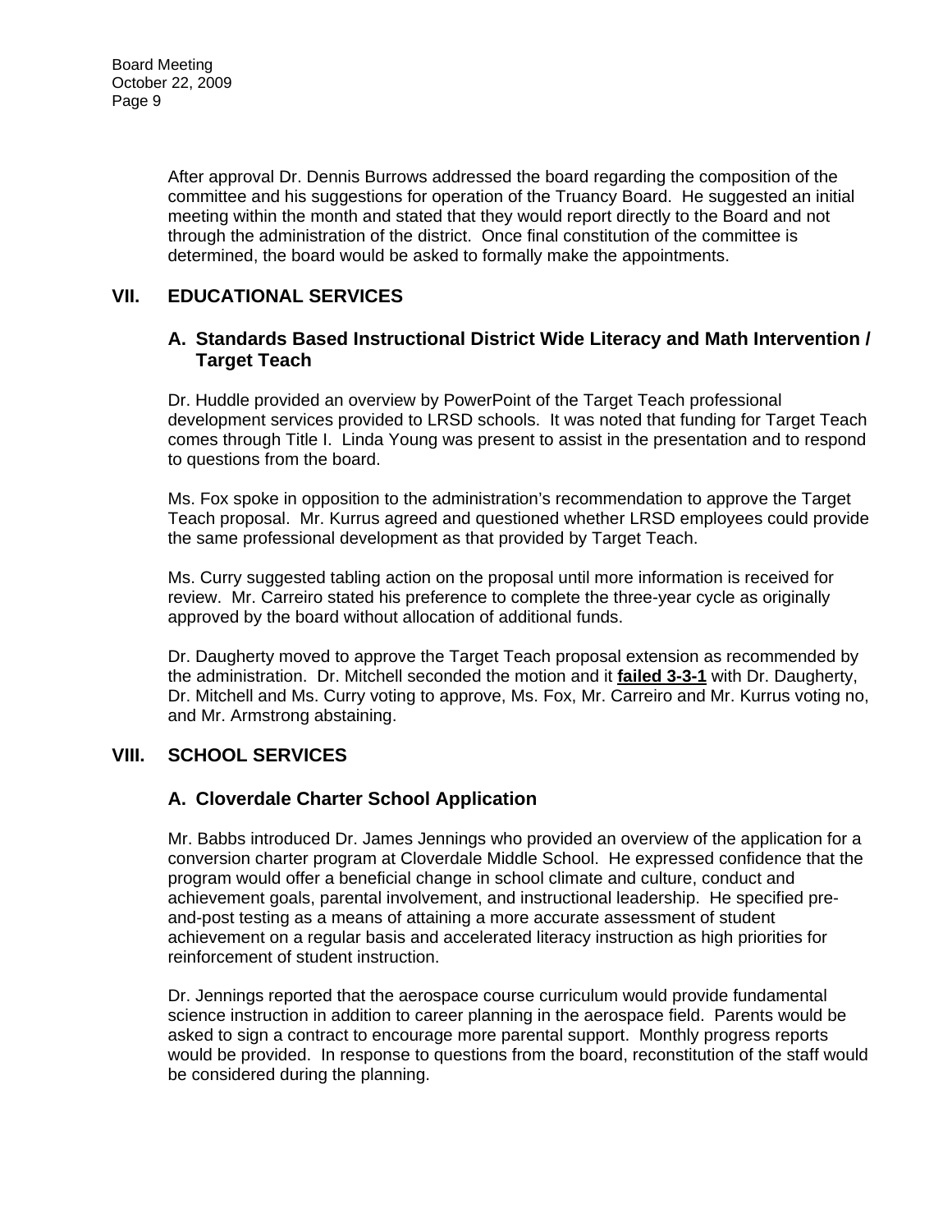After approval Dr. Dennis Burrows addressed the board regarding the composition of the committee and his suggestions for operation of the Truancy Board. He suggested an initial meeting within the month and stated that they would report directly to the Board and not through the administration of the district. Once final constitution of the committee is determined, the board would be asked to formally make the appointments.

## VII. EDUCATIONAL SERVICES

### A. Standards Based Instructional District Wide Literacy and Math Intervention / Target Teach

Dr. Huddle provided an overview by PowerPoint of the Target Teach professional development services provided to LRSD schools. It was noted that funding for Target Teach comes through Title I. Linda Young was present to assist in the presentation and to respond to questions from the board.

Ms. Fox spoke in opposition to the administration's recommendation to approve the Target Teach proposal. Mr. Kurrus agreed and questioned whether LRSD employees could provide the same professional development as that provided by Target Teach.

Ms. Curry suggested tabling action on the proposal until more information is received for review. Mr. Carreiro stated his preference to complete the three-year cycle as originally approved by the board without allocation of additional funds.

Dr. Daugherty moved to approve the Target Teach proposal extension as recommended by the administration. Dr. Mitchell seconded the motion and it **failed 3-3-1** with Dr. Daugherty, Dr. Mitchell and Ms. Curry voting to approve, Ms. Fox, Mr. Carreiro and Mr. Kurrus voting no, and Mr. Armstrong abstaining.

## VIII. SCHOOL SERVICES

### A. Cloverdale Charter School Application

Mr. Babbs introduced Dr. James Jennings who provided an overview of the application for a conversion charter program at Cloverdale Middle School. He expressed confidence that the program would offer a beneficial change in school climate and culture, conduct and achievement goals, parental involvement, and instructional leadership. He specified pre-and-post testing as a means of attaining a more accurate assessment of student achievement on a regular basis and accelerated literacy instruction as high priorities for reinforcement of student instruction.

Dr. Jennings reported that the aerospace course curriculum would provide fundamental science instruction in addition to career planning in the aerospace field. Parents would be asked to sign a contract to encourage more parental support. Monthly progress reports would be provided. In response to questions from the board, reconstitution of the staff would be considered during the planning.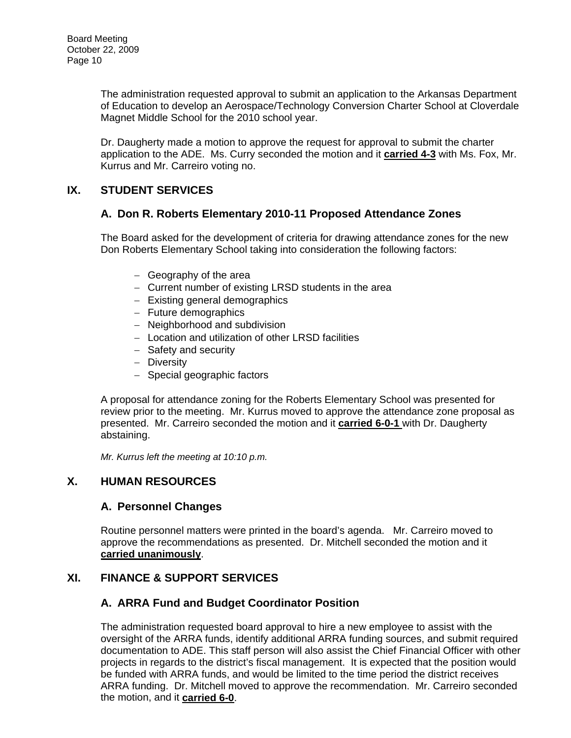The administration requested approval to submit an application to the Arkansas Department of Education to develop an Aerospace/Technology Conversion Charter School at Cloverdale Magnet Middle School for the 2010 school year.

Dr. Daugherty made a motion to approve the request for approval to submit the charter application to the ADE. Ms. Curry seconded the motion and it **carried 4-3** with Ms. Fox, Mr. Kurrus and Mr. Carreiro voting no.

## IX. STUDENT SERVICES

### A. Don R. Roberts Elementary 2010-11 Proposed Attendance Zones

The Board asked for the development of criteria for drawing attendance zones for the new Don Roberts Elementary School taking into consideration the following factors:

- Geography of the area
- Current number of existing LRSD students in the area
- Existing general demographics
- Future demographics
- Neighborhood and subdivision
- Location and utilization of other LRSD facilities
- Safety and security
- Diversity
- Special geographic factors

A proposal for attendance zoning for the Roberts Elementary School was presented for review prior to the meeting. Mr. Kurrus moved to approve the attendance zone proposal as presented. Mr. Carreiro seconded the motion and it **carried 6-0-1** with Dr. Daugherty abstaining.

*Mr. Kurrus left the meeting at 10:10 p.m.*

## X. HUMAN RESOURCES

### A. Personnel Changes

Routine personnel matters were printed in the board's agenda. Mr. Carreiro moved to approve the recommendations as presented. Dr. Mitchell seconded the motion and it **carried unanimously**.

## XI. FINANCE & SUPPORT SERVICES

### A. ARRA Fund and Budget Coordinator Position

The administration requested board approval to hire a new employee to assist with the oversight of the ARRA funds, identify additional ARRA funding sources, and submit required documentation to ADE. This staff person will also assist the Chief Financial Officer with other projects in regards to the district's fiscal management. It is expected that the position would be funded with ARRA funds, and would be limited to the time period the district receives ARRA funding. Dr. Mitchell moved to approve the recommendation. Mr. Carreiro seconded the motion, and it **carried 6-0**.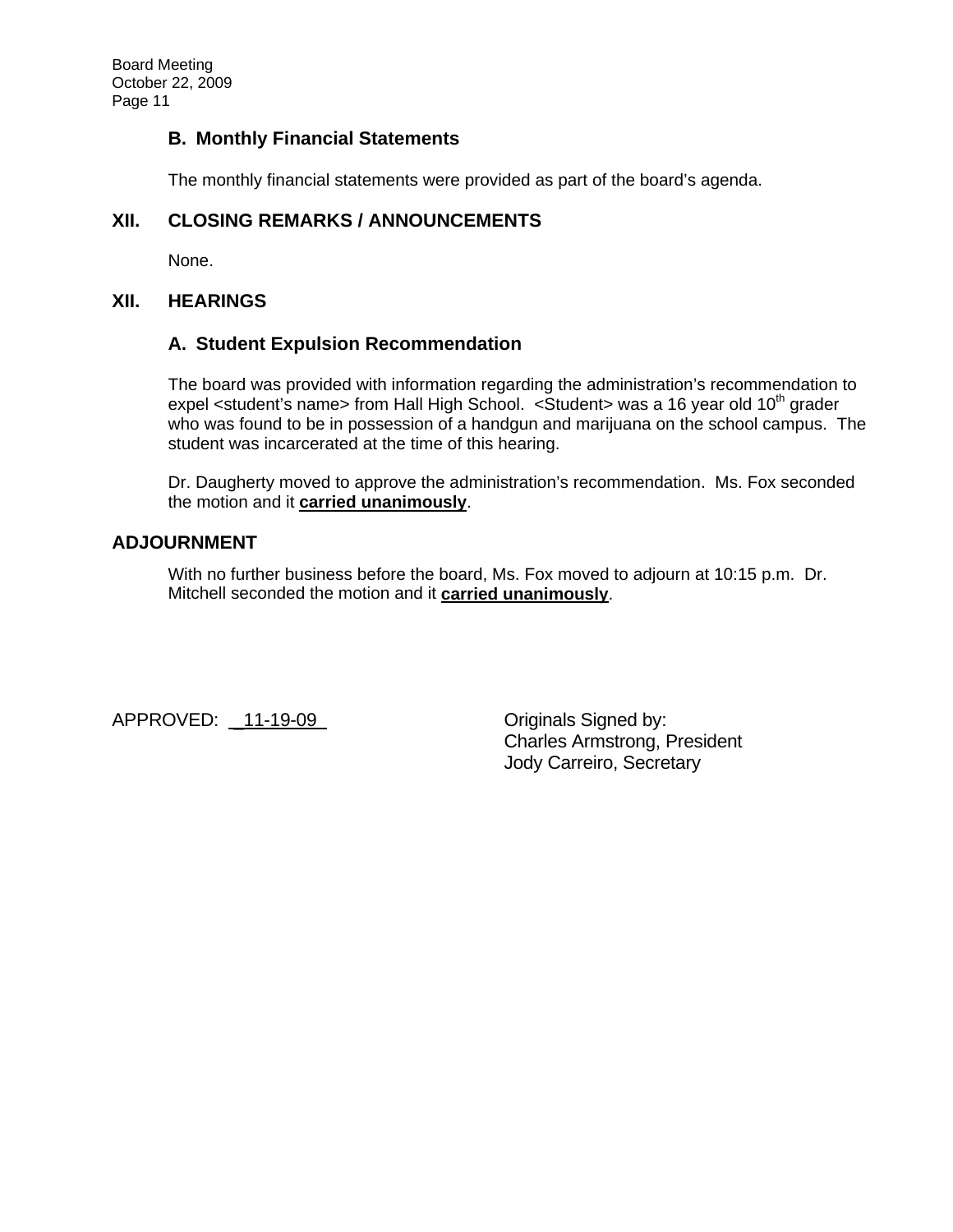### B. Monthly Financial Statements

The monthly financial statements were provided as part of the board's agenda.

## XII. CLOSING REMARKS / ANNOUNCEMENTS

None.

## XII. HEARINGS

### A. Student Expulsion Recommendation

The board was provided with information regarding the administration's recommendation to expel <student's name> from Hall High School. <Student> was a 16 year old 10th grader who was found to be in possession of a handgun and marijuana on the school campus. The student was incarcerated at the time of this hearing.

Dr. Daugherty moved to approve the administration's recommendation. Ms. Fox seconded the motion and it **carried unanimously**.

## ADJOURNMENT

With no further business before the board, Ms. Fox moved to adjourn at 10:15 p.m. Dr. Mitchell seconded the motion and it **carried unanimously**.

APPROVED: 11-19-09

Originals Signed by:
Charles Armstrong, President
Jody Carreiro, Secretary